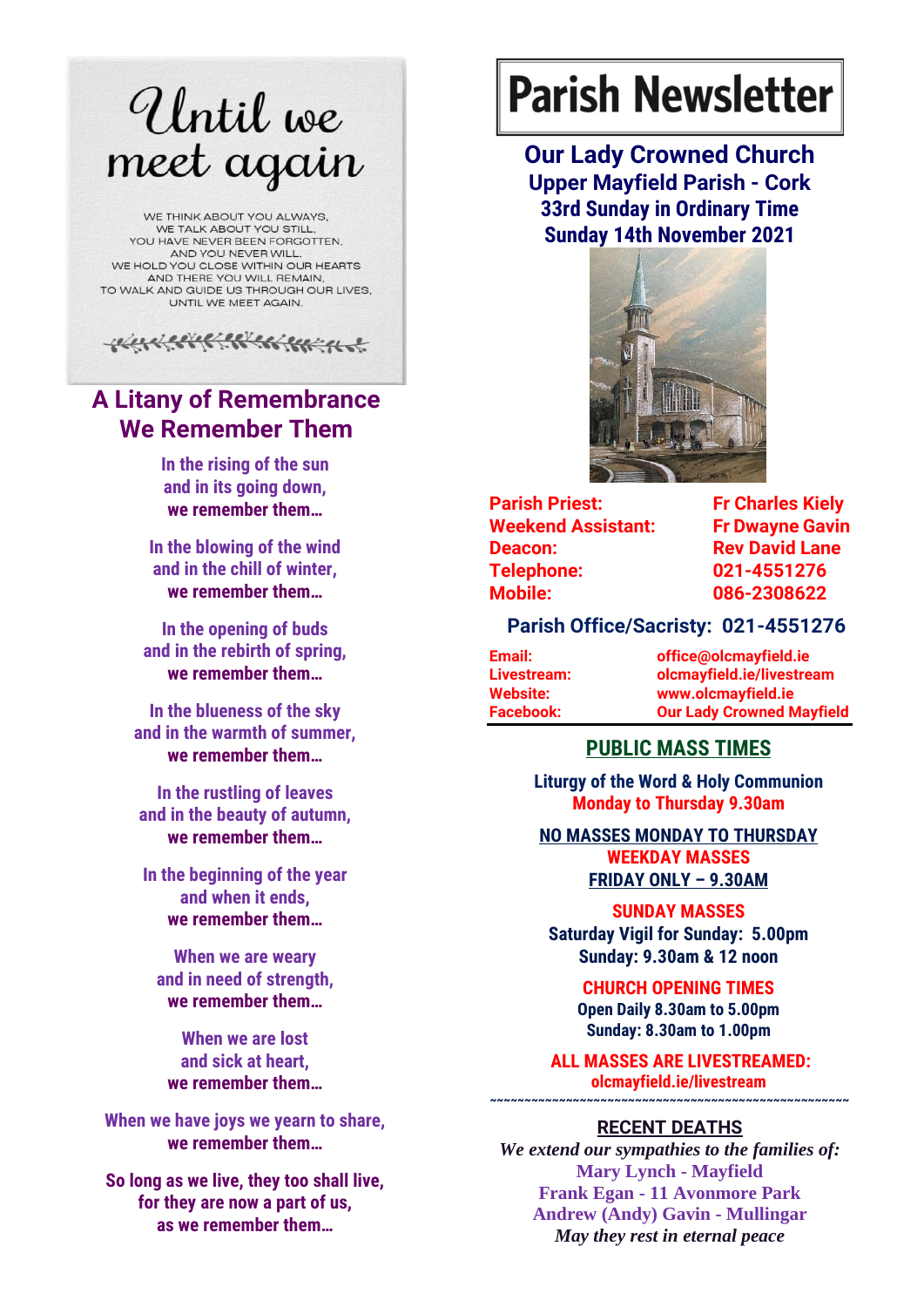# Until we meet again

WE THINK ABOUT YOU ALWAYS,
WE TALK ABOUT YOU STILL,
YOU HAVE NEVER BEEN FORGOTTEN,
AND YOU NEVER WILL.
WE HOLD YOU CLOSE WITHIN OUR HEARTS
AND THERE YOU WILL REMAIN,
TO WALK AND GUIDE US THROUGH OUR LIVES,
UNTIL WE MEET AGAIN.

## A Litany of Remembrance
## We Remember Them

In the rising of the sun
and in its going down,
**we remember them…**

In the blowing of the wind
and in the chill of winter,
**we remember them…**

In the opening of buds
and in the rebirth of spring,
**we remember them…**

In the blueness of the sky
and in the warmth of summer,
**we remember them…**

In the rustling of leaves
and in the beauty of autumn,
**we remember them…**

In the beginning of the year
and when it ends,
**we remember them…**

When we are weary
and in need of strength,
**we remember them…**

When we are lost
and sick at heart,
**we remember them…**

When we have joys we yearn to share,
**we remember them…**

**So long as we live, they too shall live,
for they are now a part of us,
as we remember them…**

# Parish Newsletter

## Our Lady Crowned Church
### Upper Mayfield Parish - Cork
### 33rd Sunday in Ordinary Time
### Sunday 14th November 2021

| | |
|---|---|
| **Parish Priest:** | **Fr Charles Kiely** |
| **Weekend Assistant:** | **Fr Dwayne Gavin** |
| **Deacon:** | **Rev David Lane** |
| **Telephone:** | **021-4551276** |
| **Mobile:** | **086-2308622** |

**Parish Office/Sacristy: 021-4551276**

| | |
|---|---|
| **Email:** | **office@olcmayfield.ie** |
| **Livestream:** | **olcmayfield.ie/livestream** |
| **Website:** | **www.olcmayfield.ie** |
| **Facebook:** | **Our Lady Crowned Mayfield** |

## PUBLIC MASS TIMES

**Liturgy of the Word & Holy Communion**
**Monday to Thursday 9.30am**

**NO MASSES MONDAY TO THURSDAY**
**WEEKDAY MASSES**
**FRIDAY ONLY – 9.30AM**

**SUNDAY MASSES**
**Saturday Vigil for Sunday: 5.00pm**
**Sunday: 9.30am & 12 noon**

**CHURCH OPENING TIMES**
**Open Daily 8.30am to 5.00pm**
**Sunday: 8.30am to 1.00pm**

**ALL MASSES ARE LIVESTREAMED:**
**olcmayfield.ie/livestream**

~~~~~~~~~~~~~~~~~~~~~~~~~~~~~~~~~~~~~~~~~~~~~~~~

**RECENT DEATHS**

*We extend our sympathies to the families of:*
**Mary Lynch - Mayfield**
**Frank Egan - 11 Avonmore Park**
**Andrew (Andy) Gavin - Mullingar**
*May they rest in eternal peace*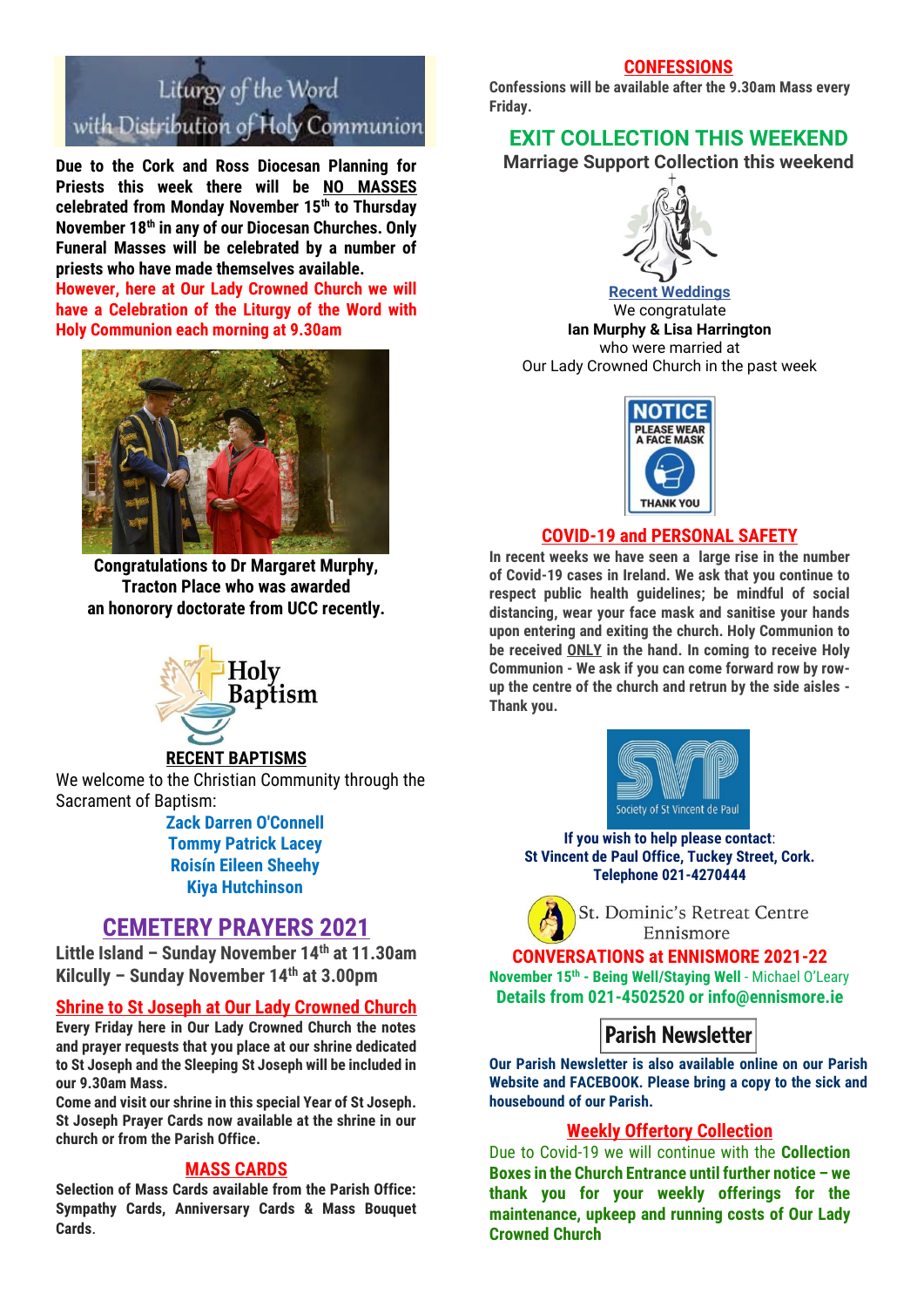## Liturgy of the Word with Distribution of Holy Communion

**Due to the Cork and Ross Diocesan Planning for Priests this week there will be NO MASSES celebrated from Monday November 15th to Thursday November 18th in any of our Diocesan Churches. Only Funeral Masses will be celebrated by a number of priests who have made themselves available.**

**However, here at Our Lady Crowned Church we will have a Celebration of the Liturgy of the Word with Holy Communion each morning at 9.30am**

**Congratulations to Dr Margaret Murphy, Tracton Place who was awarded an honorory doctorate from UCC recently.**

## Holy Baptism

**RECENT BAPTISMS**

We welcome to the Christian Community through the Sacrament of Baptism:

**Zack Darren O'Connell**
**Tommy Patrick Lacey**
**Roisín Eileen Sheehy**
**Kiya Hutchinson**

## CEMETERY PRAYERS 2021

**Little Island – Sunday November 14th at 11.30am**
**Kilcully – Sunday November 14th at 3.00pm**

### Shrine to St Joseph at Our Lady Crowned Church

**Every Friday here in Our Lady Crowned Church the notes and prayer requests that you place at our shrine dedicated to St Joseph and the Sleeping St Joseph will be included in our 9.30am Mass.**

**Come and visit our shrine in this special Year of St Joseph. St Joseph Prayer Cards now available at the shrine in our church or from the Parish Office.**

### MASS CARDS

**Selection of Mass Cards available from the Parish Office: Sympathy Cards, Anniversary Cards & Mass Bouquet Cards.**

### CONFESSIONS

**Confessions will be available after the 9.30am Mass every Friday.**

## EXIT COLLECTION THIS WEEKEND

**Marriage Support Collection this weekend**

**Recent Weddings**

We congratulate
**Ian Murphy & Lisa Harrington**
who were married at
Our Lady Crowned Church in the past week

NOTICE
PLEASE WEAR A FACE MASK
THANK YOU

### COVID-19 and PERSONAL SAFETY

**In recent weeks we have seen a large rise in the number of Covid-19 cases in Ireland. We ask that you continue to respect public health guidelines; be mindful of social distancing, wear your face mask and sanitise your hands upon entering and exiting the church. Holy Communion to be received ONLY in the hand. In coming to receive Holy Communion - We ask if you can come forward row by row-up the centre of the church and retrun by the side aisles - Thank you.**

Society of St Vincent de Paul

**If you wish to help please contact:**
**St Vincent de Paul Office, Tuckey Street, Cork.**
**Telephone 021-4270444**

St. Dominic's Retreat Centre
Ennismore

**CONVERSATIONS at ENNISMORE 2021-22**

**November 15th - Being Well/Staying Well** - Michael O'Leary

**Details from 021-4502520 or info@ennismore.ie**

## Parish Newsletter

**Our Parish Newsletter is also available online on our Parish Website and FACEBOOK. Please bring a copy to the sick and housebound of our Parish.**

### Weekly Offertory Collection

Due to Covid-19 we will continue with the **Collection Boxes in the Church Entrance until further notice – we thank you for your weekly offerings for the maintenance, upkeep and running costs of Our Lady Crowned Church**